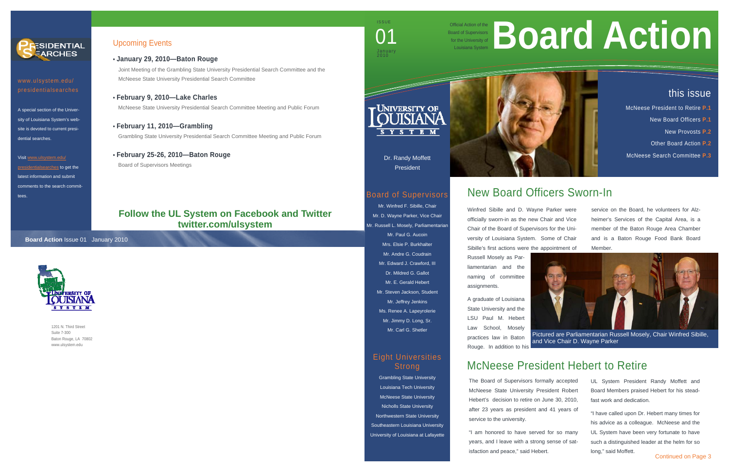# Board Action

ISSUE 01
January 2010

Official Action of the Board of Supervisors for the University of Louisiana System

## this issue

- McNeese President to Retire P.1
- New Board Officers P.1
- New Provosts P.2
- Other Board Action P.2
- McNeese Search Committee P.3

Dr. Randy Moffett
President

## Board of Supervisors

Mr. Winfred F. Sibille, Chair
Mr. D. Wayne Parker, Vice Chair
Mr. Russell L. Mosely, Parliamentarian
Mr. Paul G. Aucoin
Mrs. Elsie P. Burkhalter
Mr. Andre G. Coudrain
Mr. Edward J. Crawford, III
Dr. Mildred G. Gallot
Mr. E. Gerald Hebert
Mr. Steven Jackson, Student
Mr. Jeffrey Jenkins
Ms. Renee A. Lapeyrolerie
Mr. Jimmy D. Long, Sr.
Mr. Carl G. Shetler

## Eight Universities Strong

Grambling State University
Louisiana Tech University
McNeese State University
Nicholls State University
Northwestern State University
Southeastern Louisiana University
University of Louisiana at Lafayette

## New Board Officers Sworn-In

Winfred Sibille and D. Wayne Parker were officially sworn-in as the new Chair and Vice Chair of the Board of Supervisors for the University of Louisiana System. Some of Chair Sibille's first actions were the appointment of Russell Mosely as Parliamentarian and the naming of committee assignments.

A graduate of Louisiana State University and the LSU Paul M. Hebert Law School, Mosely practices law in Baton Rouge. In addition to his service on the Board, he volunteers for Alzheimer's Services of the Capital Area, is a member of the Baton Rouge Area Chamber and is a Baton Rouge Food Bank Board Member.

Pictured are Parliamentarian Russell Mosely, Chair Winfred Sibille, and Vice Chair D. Wayne Parker

## McNeese President Hebert to Retire

The Board of Supervisors formally accepted McNeese State University President Robert Hebert's decision to retire on June 30, 2010, after 23 years as president and 41 years of service to the university.

"I am honored to have served for so many years, and I leave with a strong sense of satisfaction and peace," said Hebert.

UL System President Randy Moffett and Board Members praised Hebert for his steadfast work and dedication.

"I have called upon Dr. Hebert many times for his advice as a colleague. McNeese and the UL System have been very fortunate to have such a distinguished leader at the helm for so long," said Moffett.

Continued on Page 3

## PRESIDENTIAL SEARCHES

www.ulsystem.edu/presidentialsearches

A special section of the University of Louisiana System's website is devoted to current presidential searches.

Visit www.ulsystem.edu/presidentialsearches to get the latest information and submit comments to the search committees.

## Upcoming Events

- **January 29, 2010—Baton Rouge**
  Joint Meeting of the Grambling State University Presidential Search Committee and the McNeese State University Presidential Search Committee
- **February 9, 2010—Lake Charles**
  McNeese State University Presidential Search Committee Meeting and Public Forum
- **February 11, 2010—Grambling**
  Grambling State University Presidential Search Committee Meeting and Public Forum
- **February 25-26, 2010—Baton Rouge**
  Board of Supervisors Meetings

**Follow the UL System on Facebook and Twitter**
**twitter.com/ulsystem**

**Board Action** Issue 01 January 2010

1201 N. Third Street
Suite 7-300
Baton Rouge, LA 70802
www.ulsystem.edu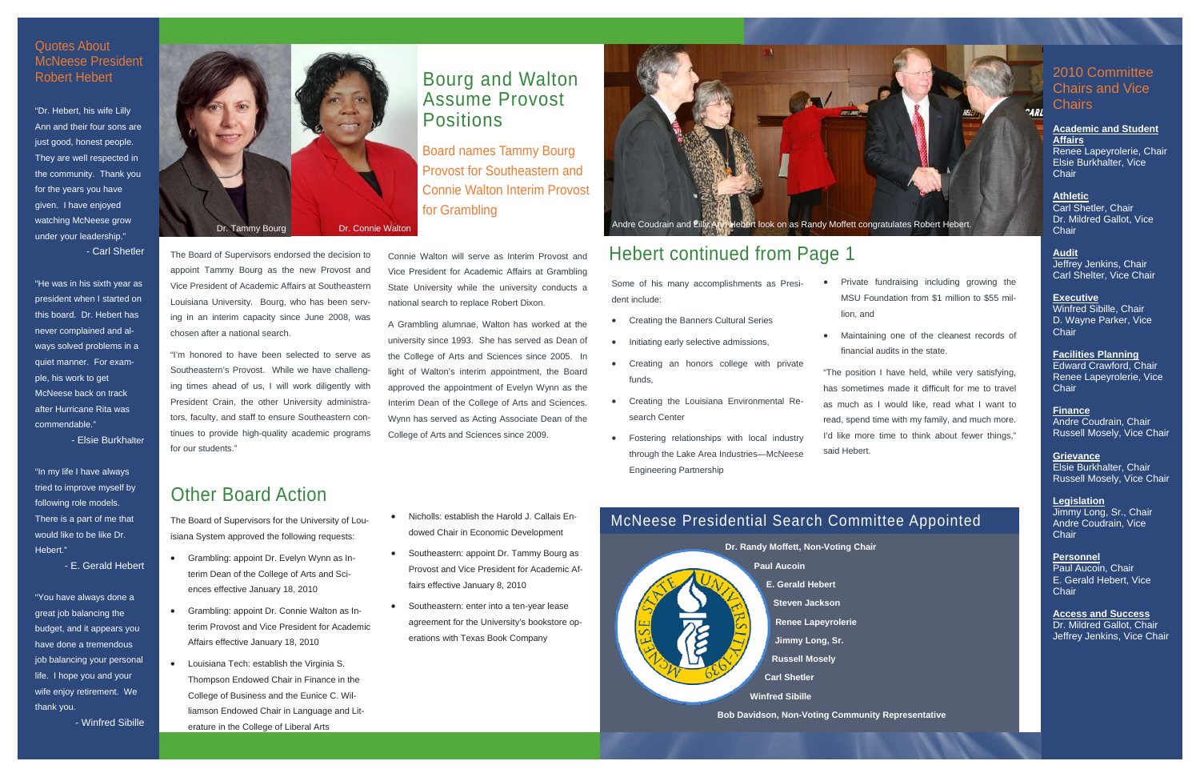## Quotes About McNeese President Robert Hebert

"Dr. Hebert, his wife Lilly Ann and their four sons are just good, honest people. They are well respected in the community. Thank you for the years you have given. I have enjoyed watching McNeese grow under your leadership."

- Carl Shetler

"He was in his sixth year as president when I started on this board. Dr. Hebert has never complained and always solved problems in a quiet manner. For example, his work to get McNeese back on track after Hurricane Rita was commendable."

- Elsie Burkhalter

"In my life I have always tried to improve myself by following role models. There is a part of me that would like to be like Dr. Hebert."

- E. Gerald Hebert

"You have always done a great job balancing the budget, and it appears you have done a tremendous job balancing your personal life. I hope you and your wife enjoy retirement. We thank you.

- Winfred Sibille

Dr. Tammy Bourg

Dr. Connie Walton

# Bourg and Walton Assume Provost Positions

## Board names Tammy Bourg Provost for Southeastern and Connie Walton Interim Provost for Grambling

The Board of Supervisors endorsed the decision to appoint Tammy Bourg as the new Provost and Vice President of Academic Affairs at Southeastern Louisiana University. Bourg, who has been serving in an interim capacity since June 2008, was chosen after a national search.

"I'm honored to have been selected to serve as Southeastern's Provost. While we have challenging times ahead of us, I will work diligently with President Crain, the other University administrators, faculty, and staff to ensure Southeastern continues to provide high-quality academic programs for our students."

Connie Walton will serve as Interim Provost and Vice President for Academic Affairs at Grambling State University while the university conducts a national search to replace Robert Dixon.

A Grambling alumnae, Walton has worked at the university since 1993. She has served as Dean of the College of Arts and Sciences since 2005. In light of Walton's interim appointment, the Board approved the appointment of Evelyn Wynn as the Interim Dean of the College of Arts and Sciences. Wynn has served as Acting Associate Dean of the College of Arts and Sciences since 2009.

Andre Coudrain and Lilly Ann Hebert look on as Randy Moffett congratulates Robert Hebert.

# Hebert continued from Page 1

Some of his many accomplishments as President include:

- Creating the Banners Cultural Series
- Initiating early selective admissions,
- Creating an honors college with private funds,
- Creating the Louisiana Environmental Research Center
- Fostering relationships with local industry through the Lake Area Industries—McNeese Engineering Partnership
- Private fundraising including growing the MSU Foundation from $1 million to $55 million, and
- Maintaining one of the cleanest records of financial audits in the state.

"The position I have held, while very satisfying, has sometimes made it difficult for me to travel as much as I would like, read what I want to read, spend time with my family, and much more. I'd like more time to think about fewer things," said Hebert.

# Other Board Action

The Board of Supervisors for the University of Louisiana System approved the following requests:

- Grambling: appoint Dr. Evelyn Wynn as Interim Dean of the College of Arts and Sciences effective January 18, 2010
- Grambling: appoint Dr. Connie Walton as Interim Provost and Vice President for Academic Affairs effective January 18, 2010
- Louisiana Tech: establish the Virginia S. Thompson Endowed Chair in Finance in the College of Business and the Eunice C. Williamson Endowed Chair in Language and Literature in the College of Liberal Arts
- Nicholls: establish the Harold J. Callais Endowed Chair in Economic Development
- Southeastern: appoint Dr. Tammy Bourg as Provost and Vice President for Academic Affairs effective January 8, 2010
- Southeastern: enter into a ten-year lease agreement for the University's bookstore operations with Texas Book Company

# McNeese Presidential Search Committee Appointed

**Dr. Randy Moffett, Non-Voting Chair**

**Paul Aucoin**

**E. Gerald Hebert**

**Steven Jackson**

**Renee Lapeyrolerie**

**Jimmy Long, Sr.**

**Russell Mosely**

**Carl Shetler**

**Winfred Sibille**

**Bob Davidson, Non-Voting Community Representative**

## 2010 Committee Chairs and Vice Chairs

**Academic and Student Affairs**
Renee Lapeyrolerie, Chair
Elsie Burkhalter, Vice Chair

**Athletic**
Carl Shetler, Chair
Dr. Mildred Gallot, Vice Chair

**Audit**
Jeffrey Jenkins, Chair
Carl Shelter, Vice Chair

**Executive**
Winfred Sibille, Chair
D. Wayne Parker, Vice Chair

**Facilities Planning**
Edward Crawford, Chair
Renee Lapeyrolerie, Vice Chair

**Finance**
Andre Coudrain, Chair
Russell Mosely, Vice Chair

**Grievance**
Elsie Burkhalter, Chair
Russell Mosely, Vice Chair

**Legislation**
Jimmy Long, Sr., Chair
Andre Coudrain, Vice Chair

**Personnel**
Paul Aucoin, Chair
E. Gerald Hebert, Vice Chair

**Access and Success**
Dr. Mildred Gallot, Chair
Jeffrey Jenkins, Vice Chair